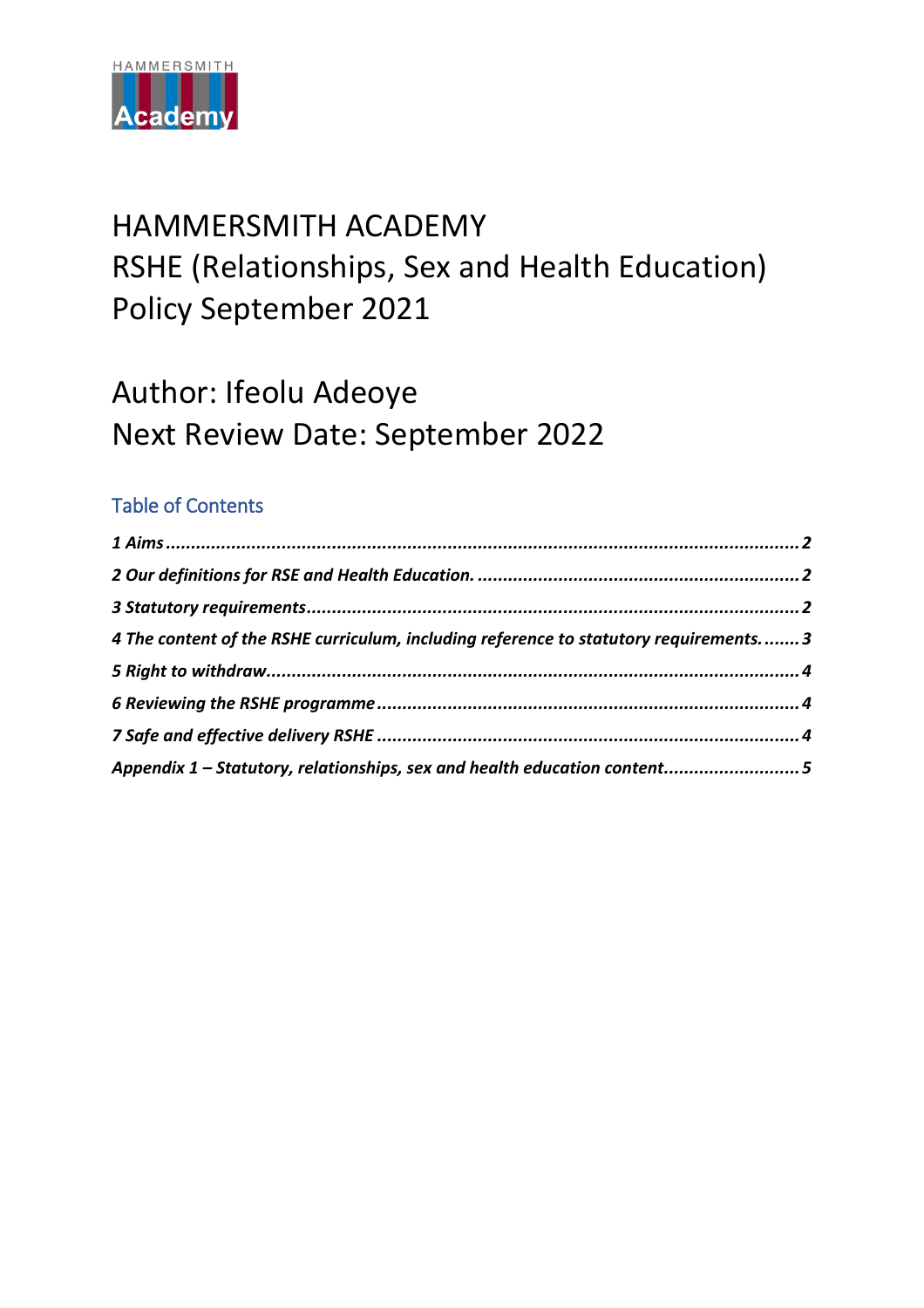HAMMERSMITH
Academy

# HAMMERSMITH ACADEMY
# RSHE (Relationships, Sex and Health Education) Policy September 2021

## Author: Ifeolu Adeoye
## Next Review Date: September 2022

### Table of Contents

***1 Aims................................................................................................................................2***

***2 Our definitions for RSE and Health Education. ..............................................................2***

***3 Statutory requirements...................................................................................................2***

***4 The content of the RSHE curriculum, including reference to statutory requirements. ....... 3***

***5 Right to withdraw............................................................................................................4***

***6 Reviewing the RSHE programme ....................................................................................4***

***7 Safe and effective delivery RSHE ....................................................................................4***

***Appendix 1 – Statutory, relationships, sex and health education content..........................5***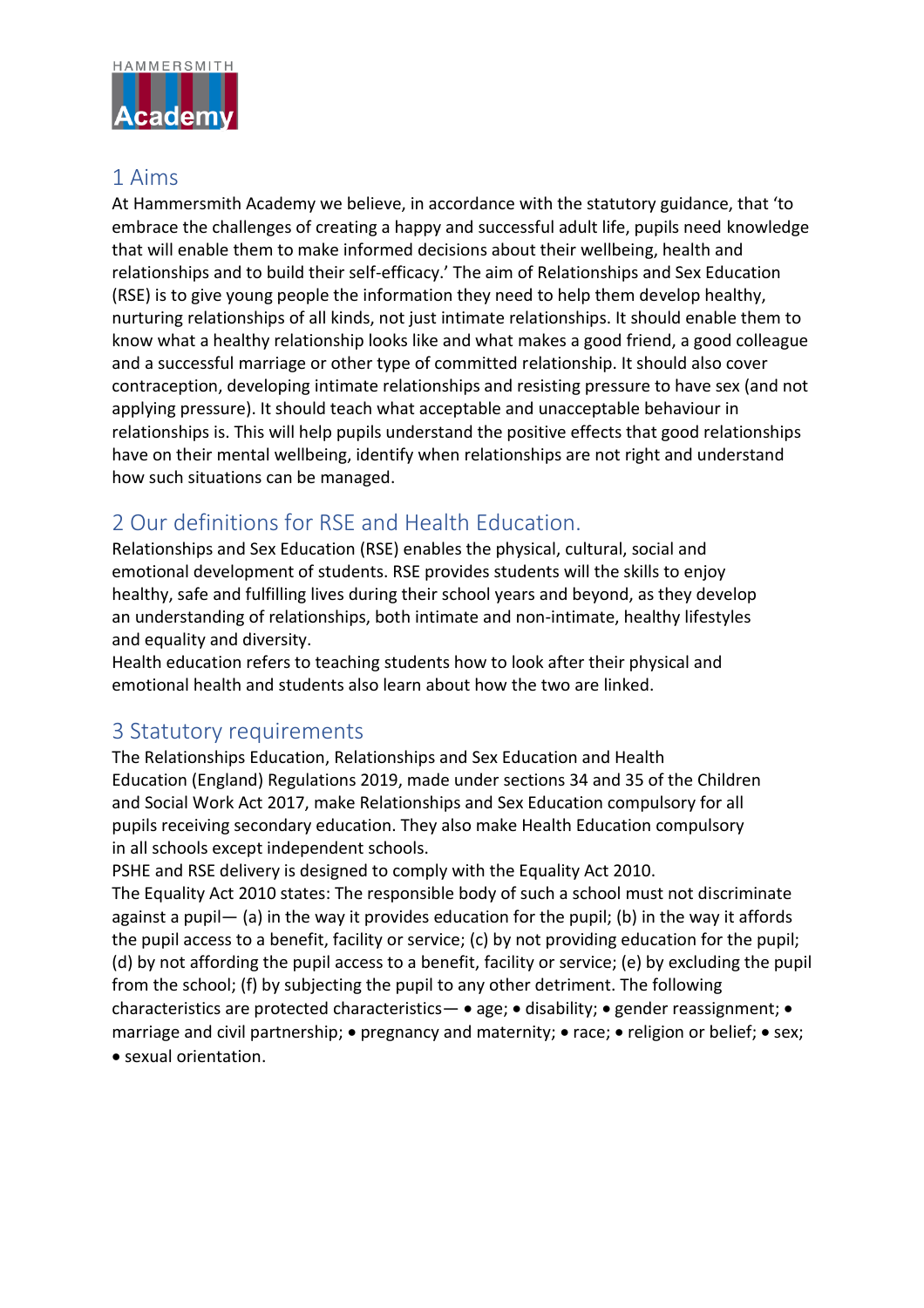## 1 Aims

At Hammersmith Academy we believe, in accordance with the statutory guidance, that 'to embrace the challenges of creating a happy and successful adult life, pupils need knowledge that will enable them to make informed decisions about their wellbeing, health and relationships and to build their self-efficacy.' The aim of Relationships and Sex Education (RSE) is to give young people the information they need to help them develop healthy, nurturing relationships of all kinds, not just intimate relationships. It should enable them to know what a healthy relationship looks like and what makes a good friend, a good colleague and a successful marriage or other type of committed relationship. It should also cover contraception, developing intimate relationships and resisting pressure to have sex (and not applying pressure). It should teach what acceptable and unacceptable behaviour in relationships is. This will help pupils understand the positive effects that good relationships have on their mental wellbeing, identify when relationships are not right and understand how such situations can be managed.

## 2 Our definitions for RSE and Health Education.

Relationships and Sex Education (RSE) enables the physical, cultural, social and emotional development of students. RSE provides students will the skills to enjoy healthy, safe and fulfilling lives during their school years and beyond, as they develop an understanding of relationships, both intimate and non-intimate, healthy lifestyles and equality and diversity.

Health education refers to teaching students how to look after their physical and emotional health and students also learn about how the two are linked.

## 3 Statutory requirements

The Relationships Education, Relationships and Sex Education and Health Education (England) Regulations 2019, made under sections 34 and 35 of the Children and Social Work Act 2017, make Relationships and Sex Education compulsory for all pupils receiving secondary education. They also make Health Education compulsory in all schools except independent schools.

PSHE and RSE delivery is designed to comply with the Equality Act 2010.

The Equality Act 2010 states: The responsible body of such a school must not discriminate against a pupil— (a) in the way it provides education for the pupil; (b) in the way it affords the pupil access to a benefit, facility or service; (c) by not providing education for the pupil; (d) by not affording the pupil access to a benefit, facility or service; (e) by excluding the pupil from the school; (f) by subjecting the pupil to any other detriment. The following characteristics are protected characteristics— • age; • disability; • gender reassignment; • marriage and civil partnership; • pregnancy and maternity; • race; • religion or belief; • sex; • sexual orientation.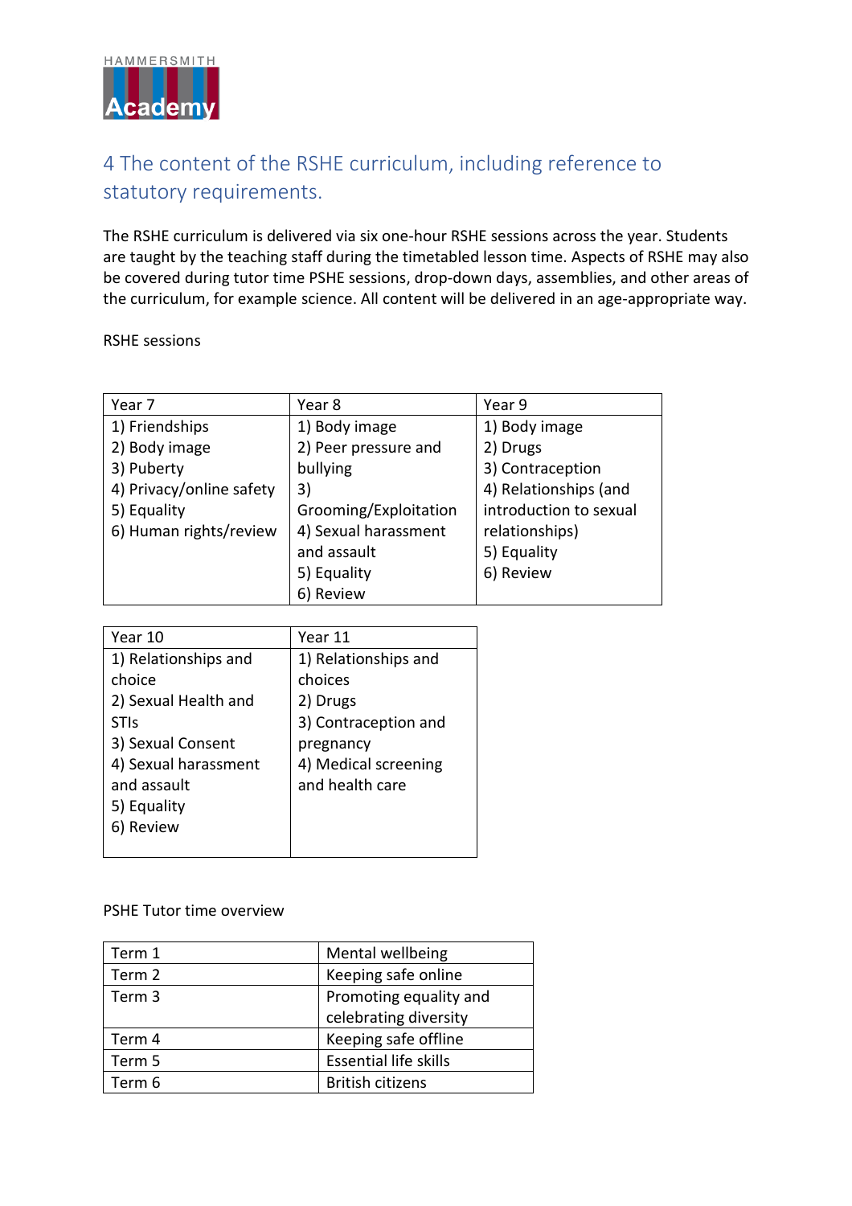## 4 The content of the RSHE curriculum, including reference to statutory requirements.

The RSHE curriculum is delivered via six one-hour RSHE sessions across the year. Students are taught by the teaching staff during the timetabled lesson time. Aspects of RSHE may also be covered during tutor time PSHE sessions, drop-down days, assemblies, and other areas of the curriculum, for example science. All content will be delivered in an age-appropriate way.

RSHE sessions

| Year 7 | Year 8 | Year 9 |
|---|---|---|
| 1) Friendships<br>2) Body image<br>3) Puberty<br>4) Privacy/online safety<br>5) Equality<br>6) Human rights/review | 1) Body image<br>2) Peer pressure and bullying<br>3) Grooming/Exploitation<br>4) Sexual harassment and assault<br>5) Equality<br>6) Review | 1) Body image<br>2) Drugs<br>3) Contraception<br>4) Relationships (and introduction to sexual relationships)<br>5) Equality<br>6) Review |

| Year 10 | Year 11 |
|---|---|
| 1) Relationships and choice<br>2) Sexual Health and STIs<br>3) Sexual Consent<br>4) Sexual harassment and assault<br>5) Equality<br>6) Review | 1) Relationships and choices<br>2) Drugs<br>3) Contraception and pregnancy<br>4) Medical screening and health care |

PSHE Tutor time overview

| Term | Topic |
|---|---|
| Term 1 | Mental wellbeing |
| Term 2 | Keeping safe online |
| Term 3 | Promoting equality and celebrating diversity |
| Term 4 | Keeping safe offline |
| Term 5 | Essential life skills |
| Term 6 | British citizens |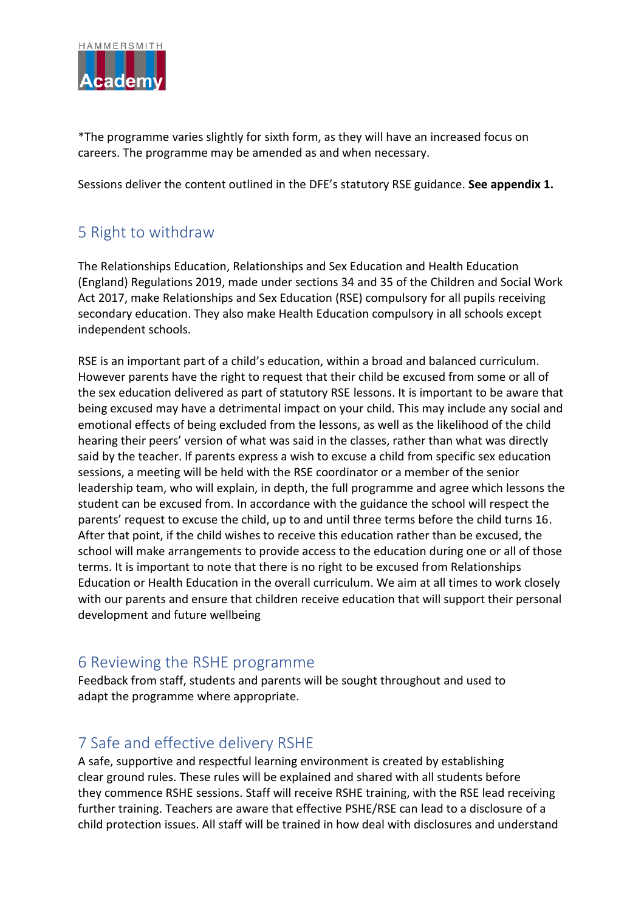*The programme varies slightly for sixth form, as they will have an increased focus on careers. The programme may be amended as and when necessary.

Sessions deliver the content outlined in the DFE's statutory RSE guidance. **See appendix 1.**

## 5 Right to withdraw

The Relationships Education, Relationships and Sex Education and Health Education (England) Regulations 2019, made under sections 34 and 35 of the Children and Social Work Act 2017, make Relationships and Sex Education (RSE) compulsory for all pupils receiving secondary education. They also make Health Education compulsory in all schools except independent schools.

RSE is an important part of a child's education, within a broad and balanced curriculum. However parents have the right to request that their child be excused from some or all of the sex education delivered as part of statutory RSE lessons. It is important to be aware that being excused may have a detrimental impact on your child. This may include any social and emotional effects of being excluded from the lessons, as well as the likelihood of the child hearing their peers' version of what was said in the classes, rather than what was directly said by the teacher. If parents express a wish to excuse a child from specific sex education sessions, a meeting will be held with the RSE coordinator or a member of the senior leadership team, who will explain, in depth, the full programme and agree which lessons the student can be excused from. In accordance with the guidance the school will respect the parents' request to excuse the child, up to and until three terms before the child turns 16. After that point, if the child wishes to receive this education rather than be excused, the school will make arrangements to provide access to the education during one or all of those terms. It is important to note that there is no right to be excused from Relationships Education or Health Education in the overall curriculum. We aim at all times to work closely with our parents and ensure that children receive education that will support their personal development and future wellbeing

## 6 Reviewing the RSHE programme

Feedback from staff, students and parents will be sought throughout and used to adapt the programme where appropriate.

## 7 Safe and effective delivery RSHE

A safe, supportive and respectful learning environment is created by establishing clear ground rules. These rules will be explained and shared with all students before they commence RSHE sessions. Staff will receive RSHE training, with the RSE lead receiving further training. Teachers are aware that effective PSHE/RSE can lead to a disclosure of a child protection issues. All staff will be trained in how deal with disclosures and understand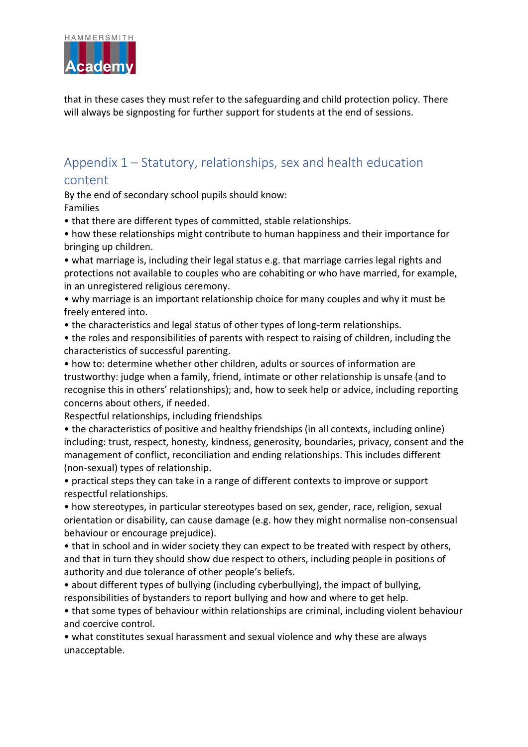that in these cases they must refer to the safeguarding and child protection policy. There will always be signposting for further support for students at the end of sessions.

## Appendix 1 – Statutory, relationships, sex and health education content

By the end of secondary school pupils should know:

Families

- that there are different types of committed, stable relationships.
- how these relationships might contribute to human happiness and their importance for bringing up children.
- what marriage is, including their legal status e.g. that marriage carries legal rights and protections not available to couples who are cohabiting or who have married, for example, in an unregistered religious ceremony.
- why marriage is an important relationship choice for many couples and why it must be freely entered into.
- the characteristics and legal status of other types of long-term relationships.
- the roles and responsibilities of parents with respect to raising of children, including the characteristics of successful parenting.
- how to: determine whether other children, adults or sources of information are trustworthy: judge when a family, friend, intimate or other relationship is unsafe (and to recognise this in others' relationships); and, how to seek help or advice, including reporting concerns about others, if needed.

Respectful relationships, including friendships

- the characteristics of positive and healthy friendships (in all contexts, including online) including: trust, respect, honesty, kindness, generosity, boundaries, privacy, consent and the management of conflict, reconciliation and ending relationships. This includes different (non-sexual) types of relationship.
- practical steps they can take in a range of different contexts to improve or support respectful relationships.
- how stereotypes, in particular stereotypes based on sex, gender, race, religion, sexual orientation or disability, can cause damage (e.g. how they might normalise non-consensual behaviour or encourage prejudice).
- that in school and in wider society they can expect to be treated with respect by others, and that in turn they should show due respect to others, including people in positions of authority and due tolerance of other people's beliefs.
- about different types of bullying (including cyberbullying), the impact of bullying, responsibilities of bystanders to report bullying and how and where to get help.
- that some types of behaviour within relationships are criminal, including violent behaviour and coercive control.
- what constitutes sexual harassment and sexual violence and why these are always unacceptable.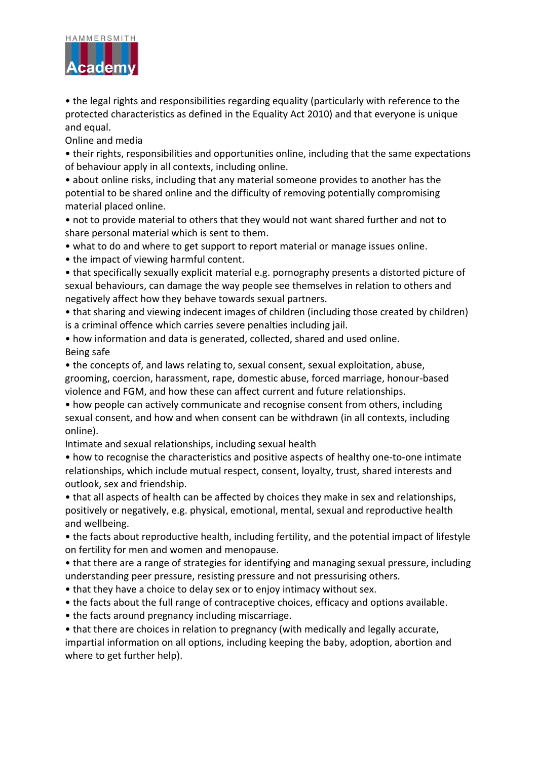• the legal rights and responsibilities regarding equality (particularly with reference to the protected characteristics as defined in the Equality Act 2010) and that everyone is unique and equal.

Online and media

• their rights, responsibilities and opportunities online, including that the same expectations of behaviour apply in all contexts, including online.
• about online risks, including that any material someone provides to another has the potential to be shared online and the difficulty of removing potentially compromising material placed online.
• not to provide material to others that they would not want shared further and not to share personal material which is sent to them.
• what to do and where to get support to report material or manage issues online.
• the impact of viewing harmful content.
• that specifically sexually explicit material e.g. pornography presents a distorted picture of sexual behaviours, can damage the way people see themselves in relation to others and negatively affect how they behave towards sexual partners.
• that sharing and viewing indecent images of children (including those created by children) is a criminal offence which carries severe penalties including jail.
• how information and data is generated, collected, shared and used online.

Being safe

• the concepts of, and laws relating to, sexual consent, sexual exploitation, abuse, grooming, coercion, harassment, rape, domestic abuse, forced marriage, honour-based violence and FGM, and how these can affect current and future relationships.
• how people can actively communicate and recognise consent from others, including sexual consent, and how and when consent can be withdrawn (in all contexts, including online).

Intimate and sexual relationships, including sexual health

• how to recognise the characteristics and positive aspects of healthy one-to-one intimate relationships, which include mutual respect, consent, loyalty, trust, shared interests and outlook, sex and friendship.
• that all aspects of health can be affected by choices they make in sex and relationships, positively or negatively, e.g. physical, emotional, mental, sexual and reproductive health and wellbeing.
• the facts about reproductive health, including fertility, and the potential impact of lifestyle on fertility for men and women and menopause.
• that there are a range of strategies for identifying and managing sexual pressure, including understanding peer pressure, resisting pressure and not pressurising others.
• that they have a choice to delay sex or to enjoy intimacy without sex.
• the facts about the full range of contraceptive choices, efficacy and options available.
• the facts around pregnancy including miscarriage.
• that there are choices in relation to pregnancy (with medically and legally accurate, impartial information on all options, including keeping the baby, adoption, abortion and where to get further help).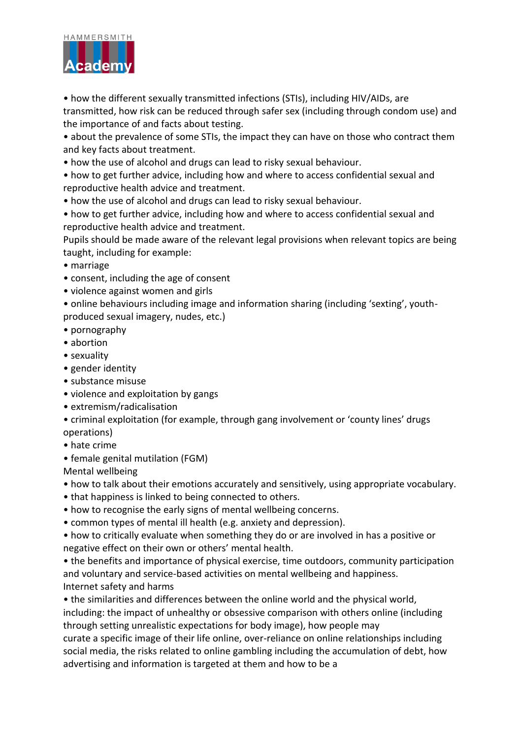- how the different sexually transmitted infections (STIs), including HIV/AIDs, are transmitted, how risk can be reduced through safer sex (including through condom use) and the importance of and facts about testing.
- about the prevalence of some STIs, the impact they can have on those who contract them and key facts about treatment.
- how the use of alcohol and drugs can lead to risky sexual behaviour.
- how to get further advice, including how and where to access confidential sexual and reproductive health advice and treatment.
- how the use of alcohol and drugs can lead to risky sexual behaviour.
- how to get further advice, including how and where to access confidential sexual and reproductive health advice and treatment.

Pupils should be made aware of the relevant legal provisions when relevant topics are being taught, including for example:

- marriage
- consent, including the age of consent
- violence against women and girls
- online behaviours including image and information sharing (including 'sexting', youth-produced sexual imagery, nudes, etc.)
- pornography
- abortion
- sexuality
- gender identity
- substance misuse
- violence and exploitation by gangs
- extremism/radicalisation
- criminal exploitation (for example, through gang involvement or 'county lines' drugs operations)
- hate crime
- female genital mutilation (FGM)

Mental wellbeing

- how to talk about their emotions accurately and sensitively, using appropriate vocabulary.
- that happiness is linked to being connected to others.
- how to recognise the early signs of mental wellbeing concerns.
- common types of mental ill health (e.g. anxiety and depression).
- how to critically evaluate when something they do or are involved in has a positive or negative effect on their own or others' mental health.
- the benefits and importance of physical exercise, time outdoors, community participation and voluntary and service-based activities on mental wellbeing and happiness.

Internet safety and harms

- the similarities and differences between the online world and the physical world, including: the impact of unhealthy or obsessive comparison with others online (including through setting unrealistic expectations for body image), how people may curate a specific image of their life online, over-reliance on online relationships including social media, the risks related to online gambling including the accumulation of debt, how advertising and information is targeted at them and how to be a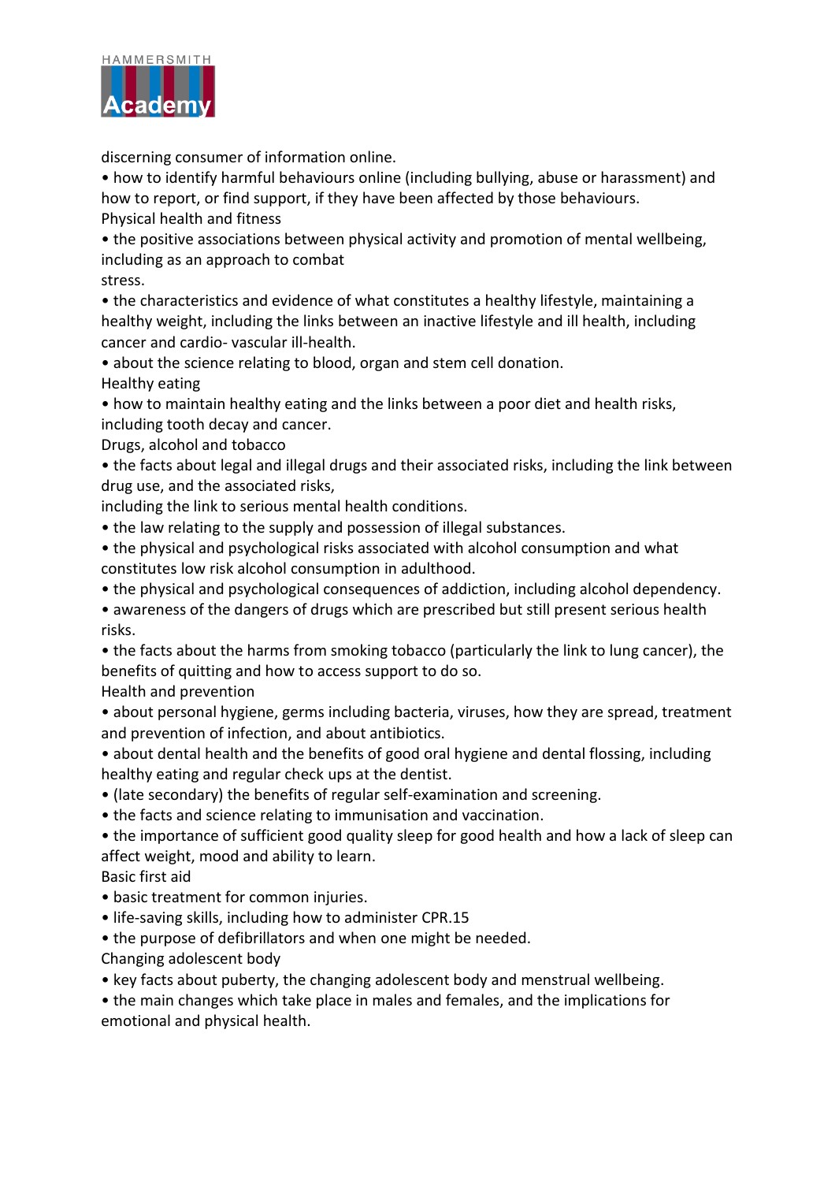discerning consumer of information online.

- how to identify harmful behaviours online (including bullying, abuse or harassment) and how to report, or find support, if they have been affected by those behaviours.

Physical health and fitness

- the positive associations between physical activity and promotion of mental wellbeing, including as an approach to combat stress.
- the characteristics and evidence of what constitutes a healthy lifestyle, maintaining a healthy weight, including the links between an inactive lifestyle and ill health, including cancer and cardio- vascular ill-health.
- about the science relating to blood, organ and stem cell donation.

Healthy eating

- how to maintain healthy eating and the links between a poor diet and health risks, including tooth decay and cancer.

Drugs, alcohol and tobacco

- the facts about legal and illegal drugs and their associated risks, including the link between drug use, and the associated risks, including the link to serious mental health conditions.
- the law relating to the supply and possession of illegal substances.
- the physical and psychological risks associated with alcohol consumption and what constitutes low risk alcohol consumption in adulthood.
- the physical and psychological consequences of addiction, including alcohol dependency.
- awareness of the dangers of drugs which are prescribed but still present serious health risks.
- the facts about the harms from smoking tobacco (particularly the link to lung cancer), the benefits of quitting and how to access support to do so.

Health and prevention

- about personal hygiene, germs including bacteria, viruses, how they are spread, treatment and prevention of infection, and about antibiotics.
- about dental health and the benefits of good oral hygiene and dental flossing, including healthy eating and regular check ups at the dentist.
- (late secondary) the benefits of regular self-examination and screening.
- the facts and science relating to immunisation and vaccination.
- the importance of sufficient good quality sleep for good health and how a lack of sleep can affect weight, mood and ability to learn.

Basic first aid

- basic treatment for common injuries.
- life-saving skills, including how to administer CPR.15
- the purpose of defibrillators and when one might be needed.

Changing adolescent body

- key facts about puberty, the changing adolescent body and menstrual wellbeing.
- the main changes which take place in males and females, and the implications for emotional and physical health.